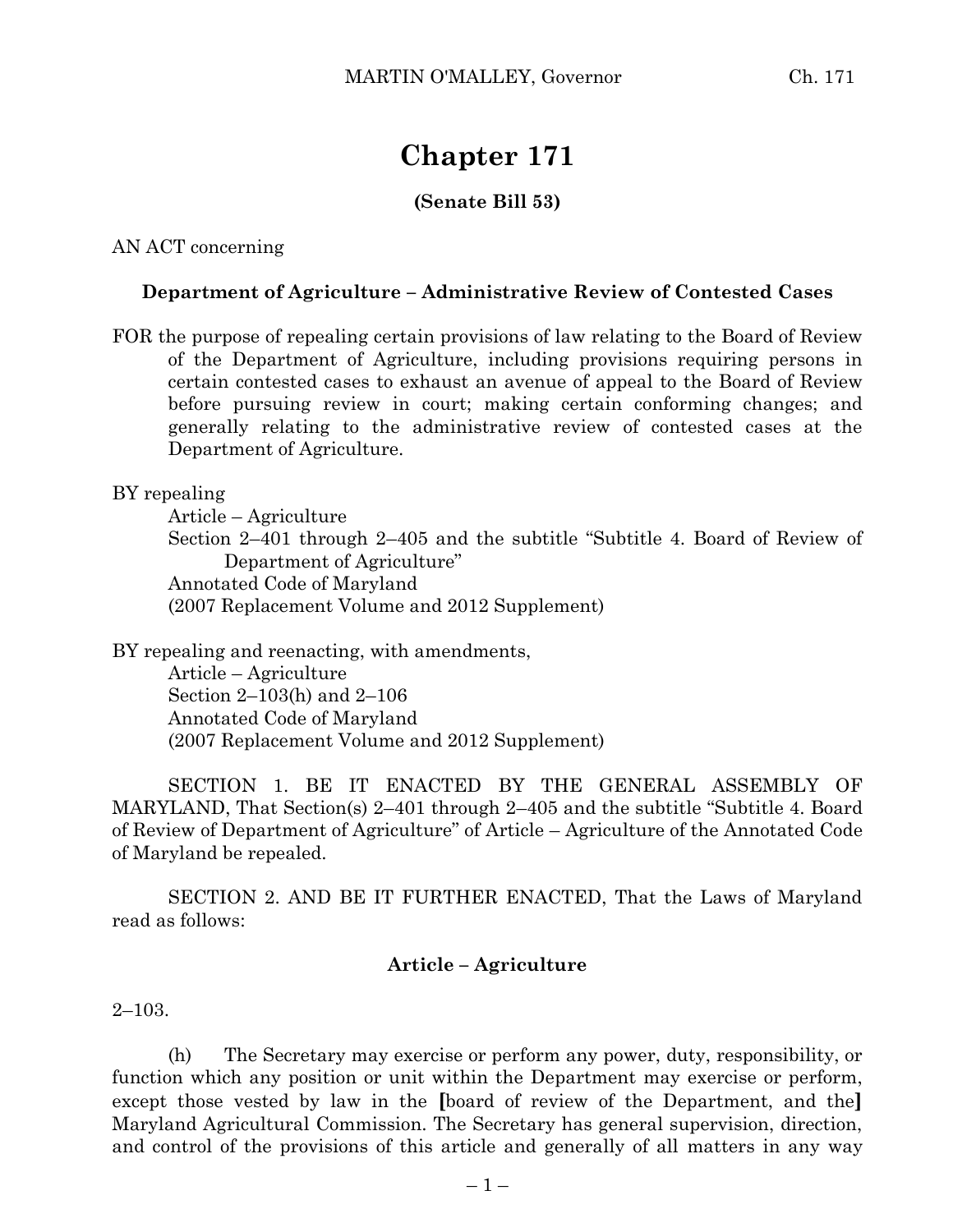# Chapter 171

**(Senate Bill 53)**

AN ACT concerning

**Department of Agriculture – Administrative Review of Contested Cases**

FOR the purpose of repealing certain provisions of law relating to the Board of Review of the Department of Agriculture, including provisions requiring persons in certain contested cases to exhaust an avenue of appeal to the Board of Review before pursuing review in court; making certain conforming changes; and generally relating to the administrative review of contested cases at the Department of Agriculture.

BY repealing

Article – Agriculture
Section 2–401 through 2–405 and the subtitle "Subtitle 4. Board of Review of Department of Agriculture"
Annotated Code of Maryland
(2007 Replacement Volume and 2012 Supplement)

BY repealing and reenacting, with amendments,

Article – Agriculture
Section 2–103(h) and 2–106
Annotated Code of Maryland
(2007 Replacement Volume and 2012 Supplement)

SECTION 1. BE IT ENACTED BY THE GENERAL ASSEMBLY OF MARYLAND, That Section(s) 2–401 through 2–405 and the subtitle "Subtitle 4. Board of Review of Department of Agriculture" of Article – Agriculture of the Annotated Code of Maryland be repealed.

SECTION 2. AND BE IT FURTHER ENACTED, That the Laws of Maryland read as follows:

**Article – Agriculture**

2–103.

(h) The Secretary may exercise or perform any power, duty, responsibility, or function which any position or unit within the Department may exercise or perform, except those vested by law in the **[**board of review of the Department, and the**]** Maryland Agricultural Commission. The Secretary has general supervision, direction, and control of the provisions of this article and generally of all matters in any way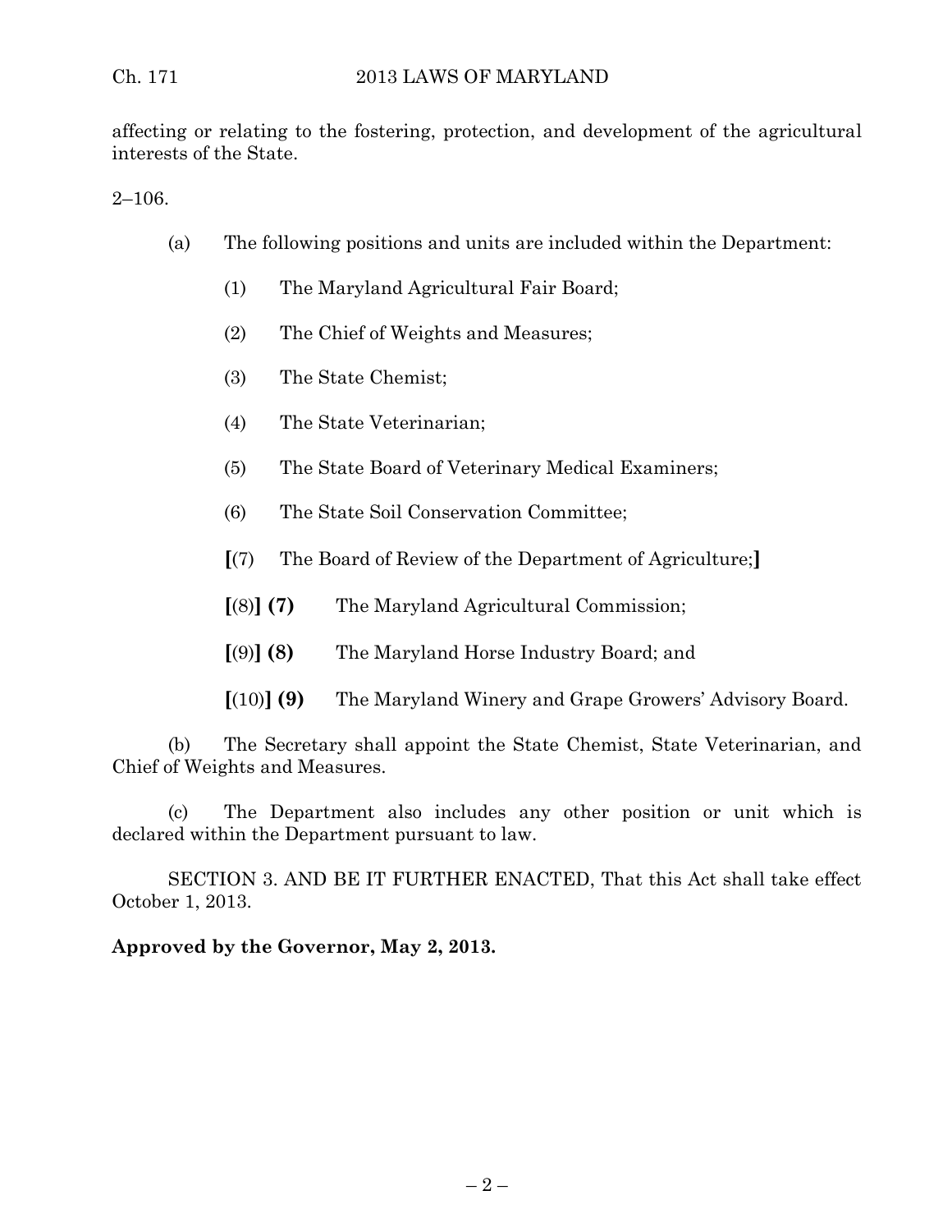affecting or relating to the fostering, protection, and development of the agricultural interests of the State.

2–106.

(a) The following positions and units are included within the Department:

(1) The Maryland Agricultural Fair Board;

(2) The Chief of Weights and Measures;

(3) The State Chemist;

(4) The State Veterinarian;

(5) The State Board of Veterinary Medical Examiners;

(6) The State Soil Conservation Committee;

**[**(7) The Board of Review of the Department of Agriculture;**]**

**[**(8)**] (7)** The Maryland Agricultural Commission;

**[**(9)**] (8)** The Maryland Horse Industry Board; and

**[**(10)**] (9)** The Maryland Winery and Grape Growers' Advisory Board.

(b) The Secretary shall appoint the State Chemist, State Veterinarian, and Chief of Weights and Measures.

(c) The Department also includes any other position or unit which is declared within the Department pursuant to law.

SECTION 3. AND BE IT FURTHER ENACTED, That this Act shall take effect October 1, 2013.

**Approved by the Governor, May 2, 2013.**